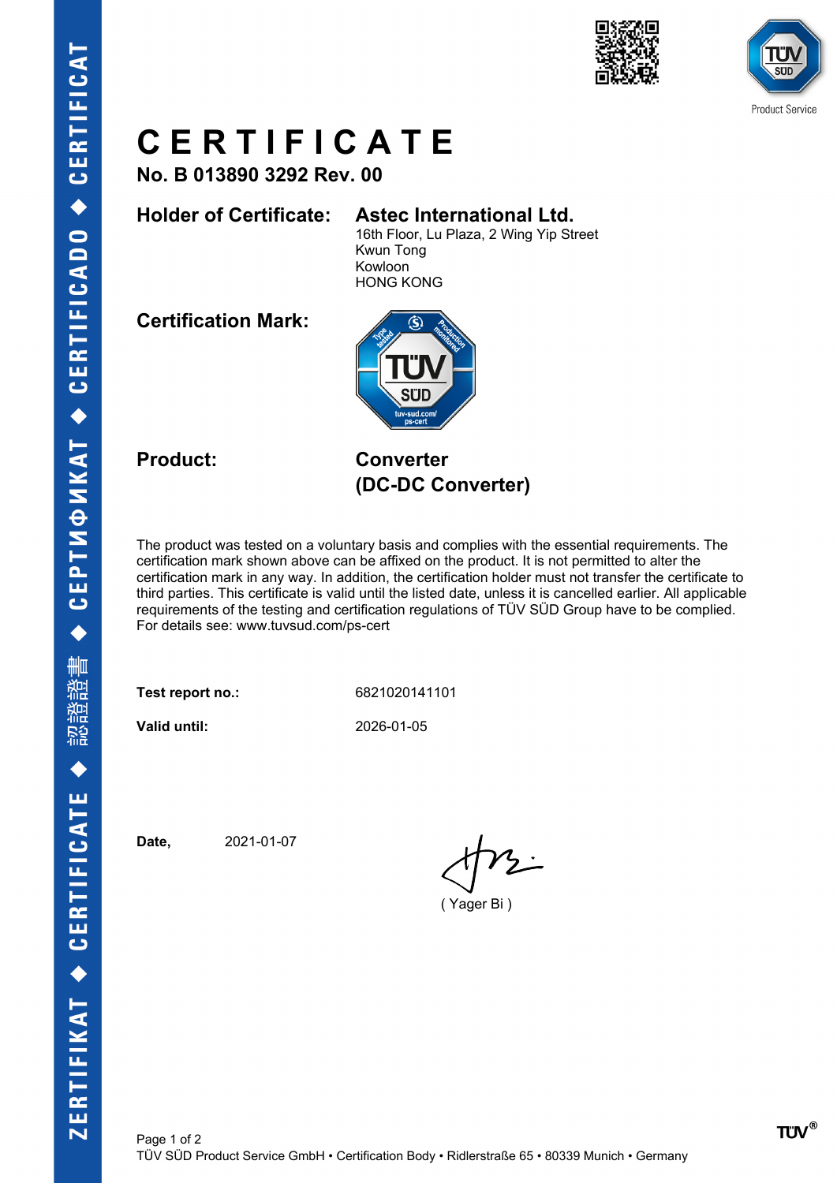# CERTIFICATE

**No. B 013890 3292 Rev. 00**

**Holder of Certificate:** **Astec International Ltd.**
16th Floor, Lu Plaza, 2 Wing Yip Street
Kwun Tong
Kowloon
HONG KONG

**Certification Mark:**

**Product:** **Converter**
**(DC-DC Converter)**

The product was tested on a voluntary basis and complies with the essential requirements. The certification mark shown above can be affixed on the product. It is not permitted to alter the certification mark in any way. In addition, the certification holder must not transfer the certificate to third parties. This certificate is valid until the listed date, unless it is cancelled earlier. All applicable requirements of the testing and certification regulations of TÜV SÜD Group have to be complied. For details see: www.tuvsud.com/ps-cert

**Test report no.:** 6821020141101

**Valid until:** 2026-01-05

**Date,** 2021-01-07

( Yager Bi )

TÜV SÜD Product Service GmbH • Certification Body • Ridlerstraße 65 • 80339 Munich • Germany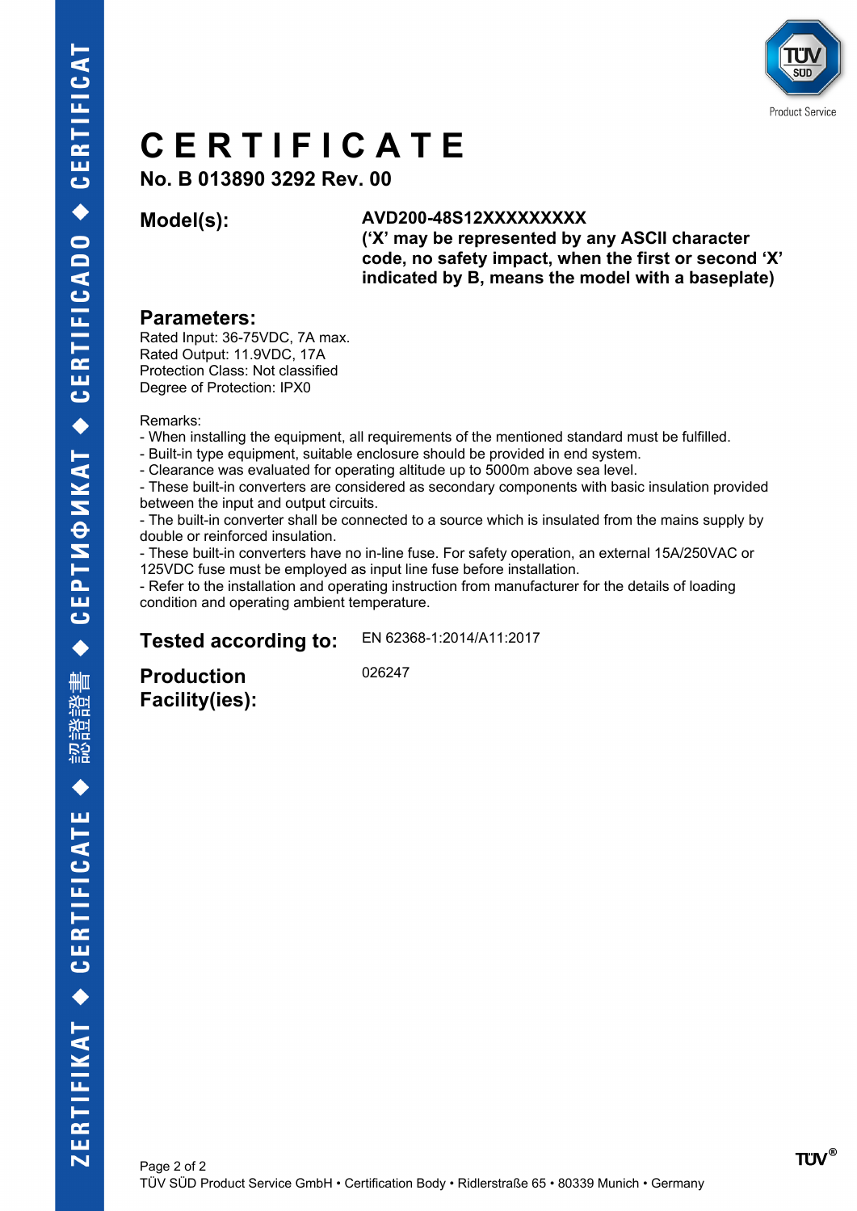# CERTIFICATE

**No. B 013890 3292 Rev. 00**

**Model(s):** **AVD200-48S12XXXXXXXXX**
**(‘X’ may be represented by any ASCII character code, no safety impact, when the first or second ‘X’ indicated by B, means the model with a baseplate)**

## Parameters:

Rated Input: 36-75VDC, 7A max.
Rated Output: 11.9VDC, 17A
Protection Class: Not classified
Degree of Protection: IPX0

Remarks:

- When installing the equipment, all requirements of the mentioned standard must be fulfilled.
- Built-in type equipment, suitable enclosure should be provided in end system.
- Clearance was evaluated for operating altitude up to 5000m above sea level.
- These built-in converters are considered as secondary components with basic insulation provided between the input and output circuits.
- The built-in converter shall be connected to a source which is insulated from the mains supply by double or reinforced insulation.
- These built-in converters have no in-line fuse. For safety operation, an external 15A/250VAC or 125VDC fuse must be employed as input line fuse before installation.
- Refer to the installation and operating instruction from manufacturer for the details of loading condition and operating ambient temperature.

**Tested according to:** EN 62368-1:2014/A11:2017

**Production Facility(ies):** 026247

TÜV SÜD Product Service GmbH • Certification Body • Ridlerstraße 65 • 80339 Munich • Germany